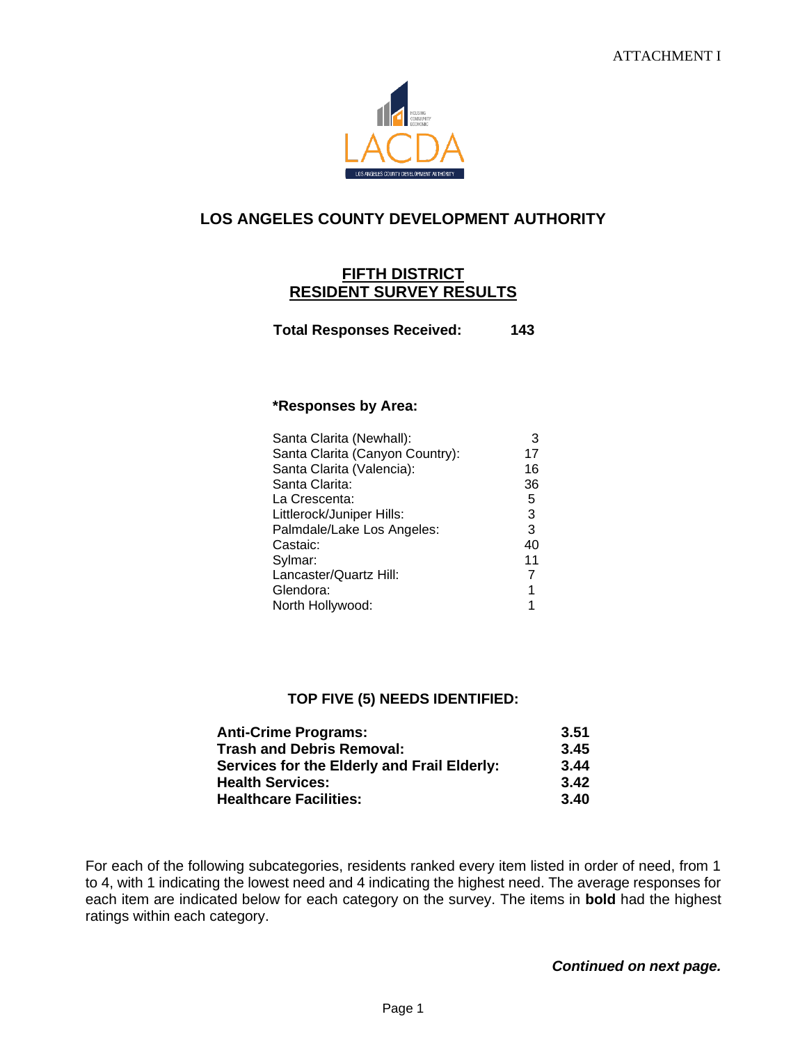ATTACHMENT I

# LOS ANGELES COUNTY DEVELOPMENT AUTHORITY

## FIFTH DISTRICT
## RESIDENT SURVEY RESULTS

**Total Responses Received: 143**

**\*Responses by Area:**

| Area | Responses |
|---|---|
| Santa Clarita (Newhall): | 3 |
| Santa Clarita (Canyon Country): | 17 |
| Santa Clarita (Valencia): | 16 |
| Santa Clarita: | 36 |
| La Crescenta: | 5 |
| Littlerock/Juniper Hills: | 3 |
| Palmdale/Lake Los Angeles: | 3 |
| Castaic: | 40 |
| Sylmar: | 11 |
| Lancaster/Quartz Hill: | 7 |
| Glendora: | 1 |
| North Hollywood: | 1 |

**TOP FIVE (5) NEEDS IDENTIFIED:**

| Need | Rating |
|---|---|
| **Anti-Crime Programs:** | **3.51** |
| **Trash and Debris Removal:** | **3.45** |
| **Services for the Elderly and Frail Elderly:** | **3.44** |
| **Health Services:** | **3.42** |
| **Healthcare Facilities:** | **3.40** |

For each of the following subcategories, residents ranked every item listed in order of need, from 1 to 4, with 1 indicating the lowest need and 4 indicating the highest need. The average responses for each item are indicated below for each category on the survey. The items in **bold** had the highest ratings within each category.

***Continued on next page.***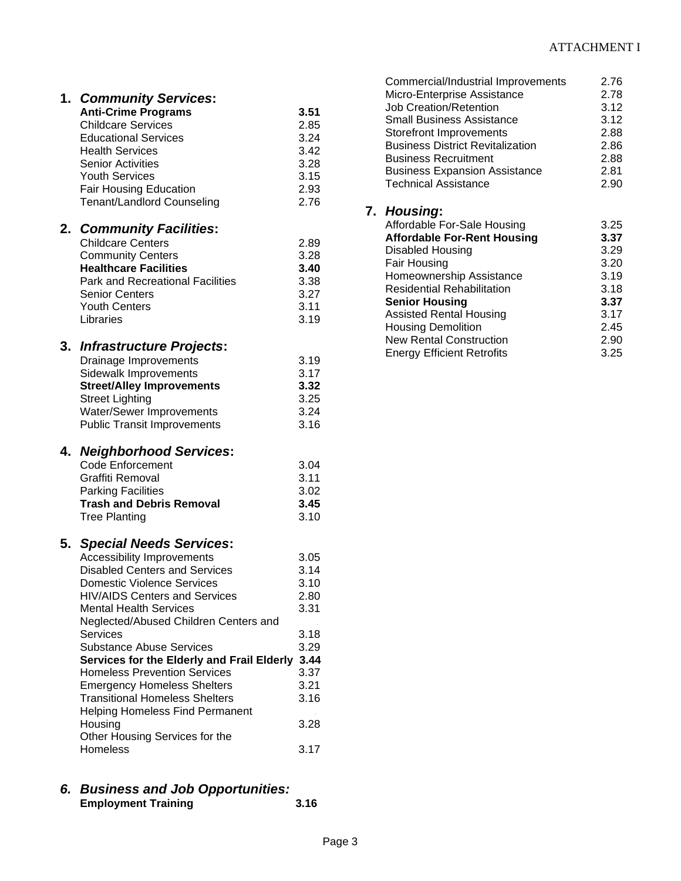ATTACHMENT I

1. ***Community Services*:**

| | |
|---|---|
| **Anti-Crime Programs** | **3.51** |
| Childcare Services | 2.85 |
| Educational Services | 3.24 |
| Health Services | 3.42 |
| Senior Activities | 3.28 |
| Youth Services | 3.15 |
| Fair Housing Education | 2.93 |
| Tenant/Landlord Counseling | 2.76 |

2. ***Community Facilities*:**

| | |
|---|---|
| Childcare Centers | 2.89 |
| Community Centers | 3.28 |
| **Healthcare Facilities** | **3.40** |
| Park and Recreational Facilities | 3.38 |
| Senior Centers | 3.27 |
| Youth Centers | 3.11 |
| Libraries | 3.19 |

3. ***Infrastructure Projects*:**

| | |
|---|---|
| Drainage Improvements | 3.19 |
| Sidewalk Improvements | 3.17 |
| **Street/Alley Improvements** | **3.32** |
| Street Lighting | 3.25 |
| Water/Sewer Improvements | 3.24 |
| Public Transit Improvements | 3.16 |

4. ***Neighborhood Services*:**

| | |
|---|---|
| Code Enforcement | 3.04 |
| Graffiti Removal | 3.11 |
| Parking Facilities | 3.02 |
| **Trash and Debris Removal** | **3.45** |
| Tree Planting | 3.10 |

5. ***Special Needs Services*:**

| | |
|---|---|
| Accessibility Improvements | 3.05 |
| Disabled Centers and Services | 3.14 |
| Domestic Violence Services | 3.10 |
| HIV/AIDS Centers and Services | 2.80 |
| Mental Health Services | 3.31 |
| Neglected/Abused Children Centers and Services | 3.18 |
| Substance Abuse Services | 3.29 |
| **Services for the Elderly and Frail Elderly** | **3.44** |
| Homeless Prevention Services | 3.37 |
| Emergency Homeless Shelters | 3.21 |
| Transitional Homeless Shelters | 3.16 |
| Helping Homeless Find Permanent Housing | 3.28 |
| Other Housing Services for the Homeless | 3.17 |

6. ***Business and Job Opportunities:***

| | |
|---|---|
| **Employment Training** | **3.16** |
| Commercial/Industrial Improvements | 2.76 |
| Micro-Enterprise Assistance | 2.78 |
| Job Creation/Retention | 3.12 |
| Small Business Assistance | 3.12 |
| Storefront Improvements | 2.88 |
| Business District Revitalization | 2.86 |
| Business Recruitment | 2.88 |
| Business Expansion Assistance | 2.81 |
| Technical Assistance | 2.90 |

7. ***Housing*:**

| | |
|---|---|
| Affordable For-Sale Housing | 3.25 |
| **Affordable For-Rent Housing** | **3.37** |
| Disabled Housing | 3.29 |
| Fair Housing | 3.20 |
| Homeownership Assistance | 3.19 |
| Residential Rehabilitation | 3.18 |
| **Senior Housing** | **3.37** |
| Assisted Rental Housing | 3.17 |
| Housing Demolition | 2.45 |
| New Rental Construction | 2.90 |
| Energy Efficient Retrofits | 3.25 |